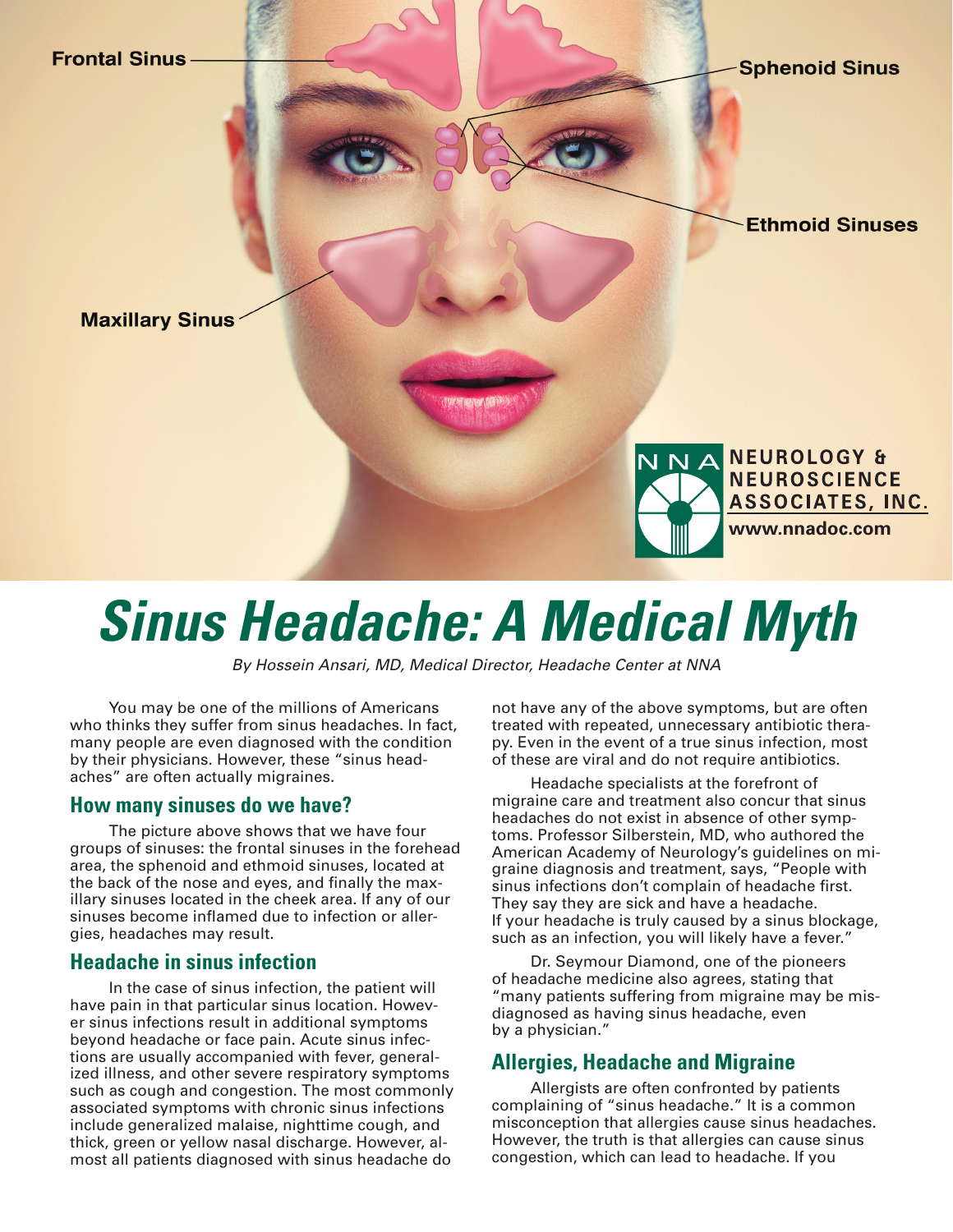Frontal Sinus

Sphenoid Sinus

Ethmoid Sinuses

Maxillary Sinus

NNA NEUROLOGY & NEUROSCIENCE ASSOCIATES, INC.
www.nnadoc.com

# *Sinus Headache: A Medical Myth*

*By Hossein Ansari, MD, Medical Director, Headache Center at NNA*

You may be one of the millions of Americans who thinks they suffer from sinus headaches. In fact, many people are even diagnosed with the condition by their physicians. However, these "sinus headaches" are often actually migraines.

## How many sinuses do we have?

The picture above shows that we have four groups of sinuses: the frontal sinuses in the forehead area, the sphenoid and ethmoid sinuses, located at the back of the nose and eyes, and finally the maxillary sinuses located in the cheek area. If any of our sinuses become inflamed due to infection or allergies, headaches may result.

## Headache in sinus infection

In the case of sinus infection, the patient will have pain in that particular sinus location. However sinus infections result in additional symptoms beyond headache or face pain. Acute sinus infections are usually accompanied with fever, generalized illness, and other severe respiratory symptoms such as cough and congestion. The most commonly associated symptoms with chronic sinus infections include generalized malaise, nighttime cough, and thick, green or yellow nasal discharge. However, almost all patients diagnosed with sinus headache do not have any of the above symptoms, but are often treated with repeated, unnecessary antibiotic therapy. Even in the event of a true sinus infection, most of these are viral and do not require antibiotics.

Headache specialists at the forefront of migraine care and treatment also concur that sinus headaches do not exist in absence of other symptoms. Professor Silberstein, MD, who authored the American Academy of Neurology's guidelines on migraine diagnosis and treatment, says, "People with sinus infections don't complain of headache first. They say they are sick and have a headache. If your headache is truly caused by a sinus blockage, such as an infection, you will likely have a fever."

Dr. Seymour Diamond, one of the pioneers of headache medicine also agrees, stating that "many patients suffering from migraine may be misdiagnosed as having sinus headache, even by a physician."

## Allergies, Headache and Migraine

Allergists are often confronted by patients complaining of "sinus headache." It is a common misconception that allergies cause sinus headaches. However, the truth is that allergies can cause sinus congestion, which can lead to headache. If you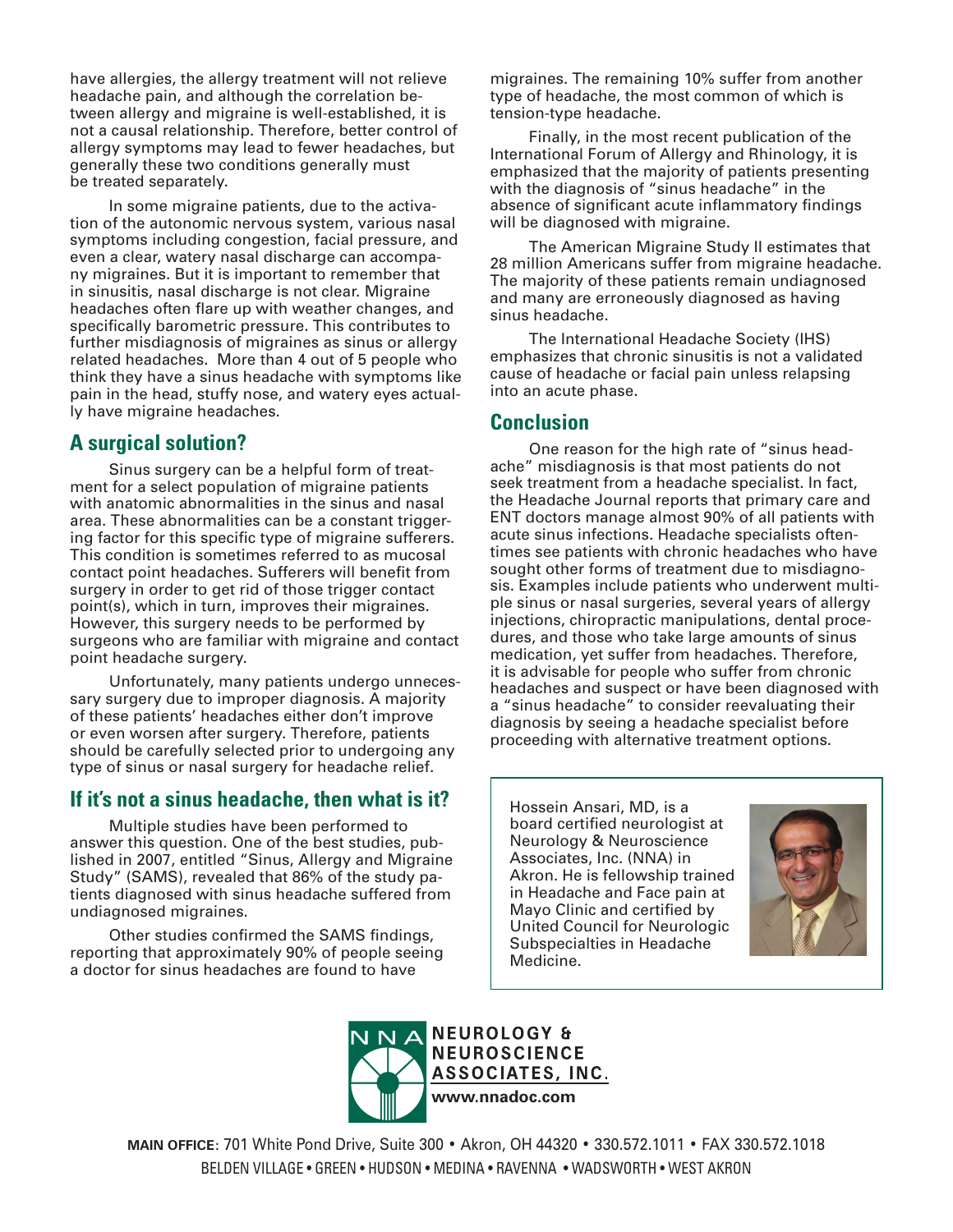have allergies, the allergy treatment will not relieve headache pain, and although the correlation between allergy and migraine is well-established, it is not a causal relationship. Therefore, better control of allergy symptoms may lead to fewer headaches, but generally these two conditions generally must be treated separately.

In some migraine patients, due to the activation of the autonomic nervous system, various nasal symptoms including congestion, facial pressure, and even a clear, watery nasal discharge can accompany migraines. But it is important to remember that in sinusitis, nasal discharge is not clear. Migraine headaches often flare up with weather changes, and specifically barometric pressure. This contributes to further misdiagnosis of migraines as sinus or allergy related headaches. More than 4 out of 5 people who think they have a sinus headache with symptoms like pain in the head, stuffy nose, and watery eyes actually have migraine headaches.

## A surgical solution?

Sinus surgery can be a helpful form of treatment for a select population of migraine patients with anatomic abnormalities in the sinus and nasal area. These abnormalities can be a constant triggering factor for this specific type of migraine sufferers. This condition is sometimes referred to as mucosal contact point headaches. Sufferers will benefit from surgery in order to get rid of those trigger contact point(s), which in turn, improves their migraines. However, this surgery needs to be performed by surgeons who are familiar with migraine and contact point headache surgery.

Unfortunately, many patients undergo unnecessary surgery due to improper diagnosis. A majority of these patients' headaches either don't improve or even worsen after surgery. Therefore, patients should be carefully selected prior to undergoing any type of sinus or nasal surgery for headache relief.

## If it's not a sinus headache, then what is it?

Multiple studies have been performed to answer this question. One of the best studies, published in 2007, entitled "Sinus, Allergy and Migraine Study" (SAMS), revealed that 86% of the study patients diagnosed with sinus headache suffered from undiagnosed migraines.

Other studies confirmed the SAMS findings, reporting that approximately 90% of people seeing a doctor for sinus headaches are found to have migraines. The remaining 10% suffer from another type of headache, the most common of which is tension-type headache.

Finally, in the most recent publication of the International Forum of Allergy and Rhinology, it is emphasized that the majority of patients presenting with the diagnosis of "sinus headache" in the absence of significant acute inflammatory findings will be diagnosed with migraine.

The American Migraine Study II estimates that 28 million Americans suffer from migraine headache. The majority of these patients remain undiagnosed and many are erroneously diagnosed as having sinus headache.

The International Headache Society (IHS) emphasizes that chronic sinusitis is not a validated cause of headache or facial pain unless relapsing into an acute phase.

## Conclusion

One reason for the high rate of "sinus headache" misdiagnosis is that most patients do not seek treatment from a headache specialist. In fact, the Headache Journal reports that primary care and ENT doctors manage almost 90% of all patients with acute sinus infections. Headache specialists oftentimes see patients with chronic headaches who have sought other forms of treatment due to misdiagnosis. Examples include patients who underwent multiple sinus or nasal surgeries, several years of allergy injections, chiropractic manipulations, dental procedures, and those who take large amounts of sinus medication, yet suffer from headaches. Therefore, it is advisable for people who suffer from chronic headaches and suspect or have been diagnosed with a "sinus headache" to consider reevaluating their diagnosis by seeing a headache specialist before proceeding with alternative treatment options.

Hossein Ansari, MD, is a board certified neurologist at Neurology & Neuroscience Associates, Inc. (NNA) in Akron. He is fellowship trained in Headache and Face pain at Mayo Clinic and certified by United Council for Neurologic Subspecialties in Headache Medicine.

NNA NEUROLOGY & NEUROSCIENCE ASSOCIATES, INC.
www.nnadoc.com

**MAIN OFFICE:** 701 White Pond Drive, Suite 300 • Akron, OH 44320 • 330.572.1011 • FAX 330.572.1018
BELDEN VILLAGE • GREEN • HUDSON • MEDINA • RAVENNA • WADSWORTH • WEST AKRON